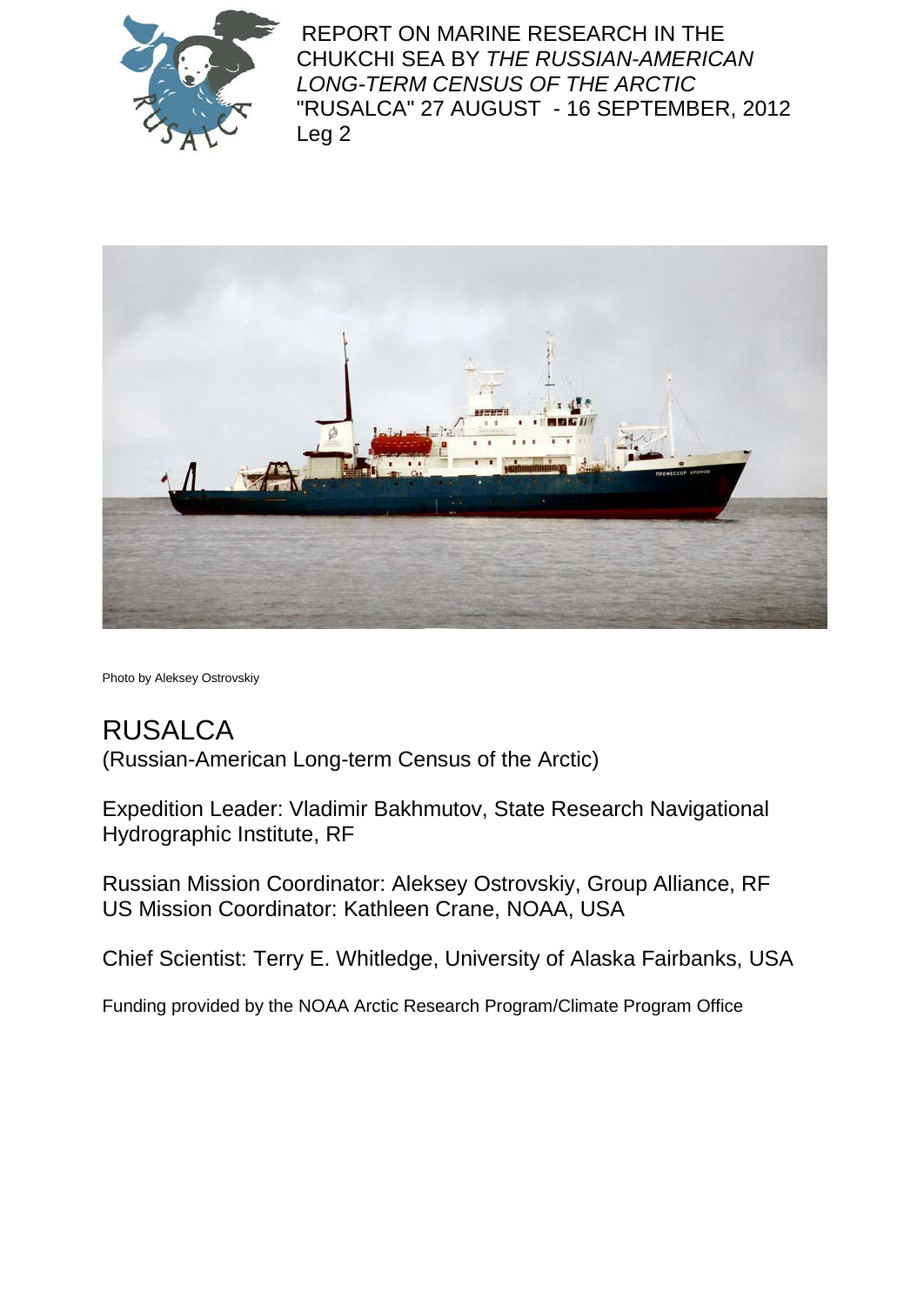REPORT ON MARINE RESEARCH IN THE CHUKCHI SEA BY *THE RUSSIAN-AMERICAN LONG-TERM CENSUS OF THE ARCTIC* "RUSALCA" 27 AUGUST - 16 SEPTEMBER, 2012 Leg 2

Photo by Aleksey Ostrovskiy

# RUSALCA

(Russian-American Long-term Census of the Arctic)

Expedition Leader: Vladimir Bakhmutov, State Research Navigational Hydrographic Institute, RF

Russian Mission Coordinator: Aleksey Ostrovskiy, Group Alliance, RF
US Mission Coordinator: Kathleen Crane, NOAA, USA

Chief Scientist: Terry E. Whitledge, University of Alaska Fairbanks, USA

Funding provided by the NOAA Arctic Research Program/Climate Program Office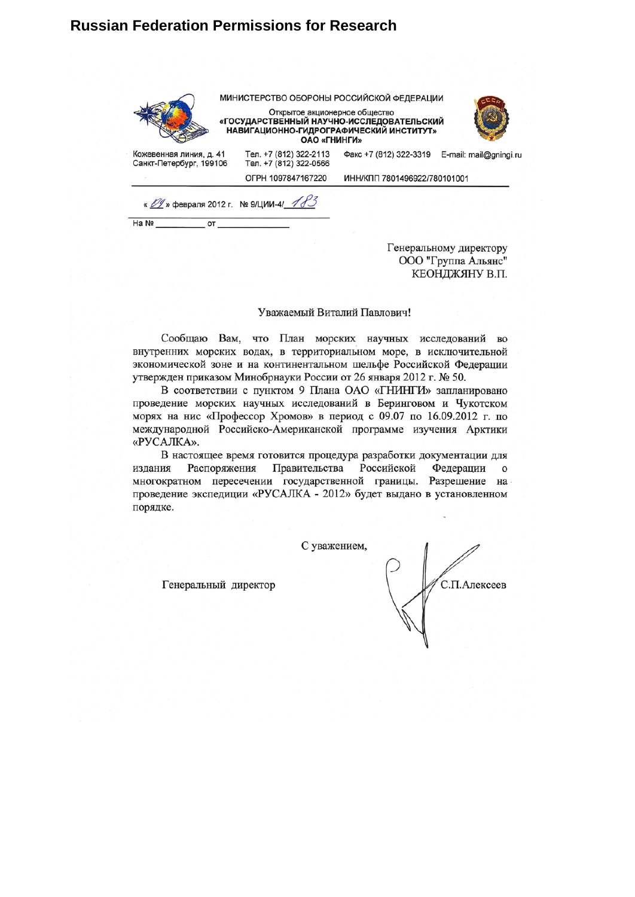# Russian Federation Permissions for Research

МИНИСТЕРСТВО ОБОРОНЫ РОССИЙСКОЙ ФЕДЕРАЦИИ

Открытое акционерное общество
**«ГОСУДАРСТВЕННЫЙ НАУЧНО-ИССЛЕДОВАТЕЛЬСКИЙ НАВИГАЦИОННО-ГИДРОГРАФИЧЕСКИЙ ИНСТИТУТ»**
**ОАО «ГНИНГИ»**

Кожевенная линия, д. 41
Санкт-Петербург, 199106

Тел. +7 (812) 322-2113
Тел. +7 (812) 322-0566

Факс +7 (812) 322-3319 E-mail: mail@gningi.ru

ОГРН 1097847167220 ИНН/КПП 7801496922/780101001

« 29 » февраля 2012 г. № 9/ЦИИ-4/ 183

На № __________ от ______________

Генеральному директору
ООО "Группа Альянс"
КЕОНДЖЯНУ В.П.

Уважаемый Виталий Павлович!

Сообщаю Вам, что План морских научных исследований во внутренних морских водах, в территориальном море, в исключительной экономической зоне и на континентальном шельфе Российской Федерации утвержден приказом Минобрнауки России от 26 января 2012 г. № 50.

В соответствии с пунктом 9 Плана ОАО «ГНИНГИ» запланировано проведение морских научных исследований в Беринговом и Чукотском морях на нис «Профессор Хромов» в период с 09.07 по 16.09.2012 г. по международной Российско-Американской программе изучения Арктики «РУСАЛКА».

В настоящее время готовится процедура разработки документации для издания Распоряжения Правительства Российской Федерации о многократном пересечении государственной границы. Разрешение на проведение экспедиции «РУСАЛКА - 2012» будет выдано в установленном порядке.

С уважением,

Генеральный директор С.П.Алексеев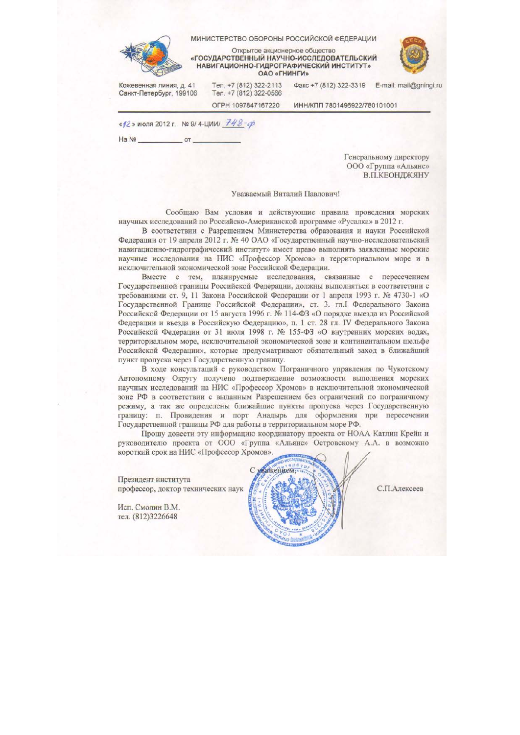МИНИСТЕРСТВО ОБОРОНЫ РОССИЙСКОЙ ФЕДЕРАЦИИ

Открытое акционерное общество
**«ГОСУДАРСТВЕННЫЙ НАУЧНО-ИССЛЕДОВАТЕЛЬСКИЙ НАВИГАЦИОННО-ГИДРОГРАФИЧЕСКИЙ ИНСТИТУТ»**
**ОАО «ГНИНГИ»**

Кожевенная линия, д. 41
Санкт-Петербург, 199106

Тел. +7 (812) 322-2113
Тел. +7 (812) 322-0566

Факс +7 (812) 322-3319

E-mail: mail@gningi.ru

ОГРН 1097847167220

ИНН/КПП 7801496922/780101001

«12» июля 2012 г. № 9/ 4-ЦИИ/ 748-ф

На № ____________ от ____________

Генеральному директору
ООО «Группа «Альянс»
В.П.КЕОНДЖЯНУ

Уважаемый Виталий Павлович!

Сообщаю Вам условия и действующие правила проведения морских научных исследований по Российско-Американской программе «Русалка» в 2012 г.

В соответствии с Разрешением Министерства образования и науки Российской Федерации от 19 апреля 2012 г. № 40 ОАО «Государственный научно-исследовательский навигационно-гидрографический институт» имеет право выполнять заявленные морские научные исследования на НИС «Профессор Хромов» в территориальном море и в исключительной экономической зоне Российской Федерации.

Вместе с тем, планируемые исследования, связанные с пересечением Государственной границы Российской Федерации, должны выполняться в соответствии с требованиями ст. 9, 11 Закона Российской Федерации от 1 апреля 1993 г. № 4730-1 «О Государственной Границе Российской Федерации», ст. 3. гл.I Федерального Закона Российской Федерации от 15 августа 1996 г. № 114-ФЗ «О порядке выезда из Российской Федерации и въезда в Российскую Федерацию», п. 1 ст. 28 гл. IV Федерального Закона Российской Федерации от 31 июля 1998 г. № 155-ФЗ «О внутренних морских водах, территориальном море, исключительной экономической зоне и континентальном шельфе Российской Федерации», которые предусматривают обязательный заход в ближайший пункт пропуска через Государственную границу.

В ходе консультаций с руководством Пограничного управления по Чукотскому Автономному Округу получено подтверждение возможности выполнения морских научных исследований на НИС «Профессор Хромов» в исключительной экономической зоне РФ в соответствии с выданным Разрешением без ограничений по пограничному режиму, а так же определены ближайшие пункты пропуска через Государственную границу: п. Провидения и порт Анадырь для оформления при пересечении Государственной границы РФ для работы в территориальном море РФ.

Прошу довести эту информацию координатору проекта от НОАА Катлин Крейн и руководителю проекта от ООО «Группа «Альянс» Островскому А.А. в возможно короткий срок на НИС «Профессор Хромов».

С уважением,

Президент института
профессор, доктор технических наук

С.П.Алексеев

Исп. Смолин В.М.
тел. (812)3226648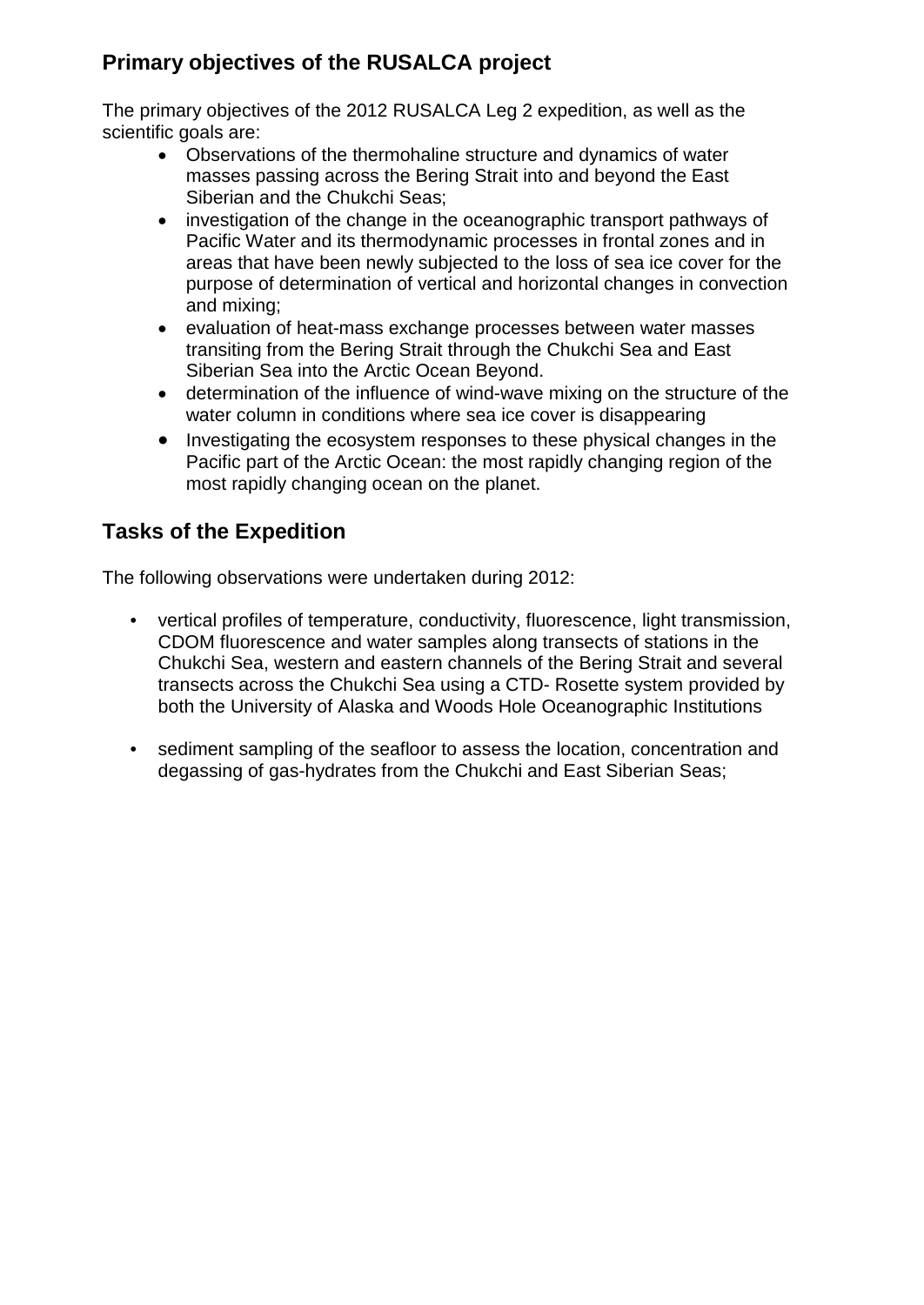## Primary objectives of the RUSALCA project

The primary objectives of the 2012 RUSALCA Leg 2 expedition, as well as the scientific goals are:

- Observations of the thermohaline structure and dynamics of water masses passing across the Bering Strait into and beyond the East Siberian and the Chukchi Seas;
- investigation of the change in the oceanographic transport pathways of Pacific Water and its thermodynamic processes in frontal zones and in areas that have been newly subjected to the loss of sea ice cover for the purpose of determination of vertical and horizontal changes in convection and mixing;
- evaluation of heat-mass exchange processes between water masses transiting from the Bering Strait through the Chukchi Sea and East Siberian Sea into the Arctic Ocean Beyond.
- determination of the influence of wind-wave mixing on the structure of the water column in conditions where sea ice cover is disappearing
- Investigating the ecosystem responses to these physical changes in the Pacific part of the Arctic Ocean: the most rapidly changing region of the most rapidly changing ocean on the planet.

## Tasks of the Expedition

The following observations were undertaken during 2012:

- vertical profiles of temperature, conductivity, fluorescence, light transmission, CDOM fluorescence and water samples along transects of stations in the Chukchi Sea, western and eastern channels of the Bering Strait and several transects across the Chukchi Sea using a CTD- Rosette system provided by both the University of Alaska and Woods Hole Oceanographic Institutions
- sediment sampling of the seafloor to assess the location, concentration and degassing of gas-hydrates from the Chukchi and East Siberian Seas;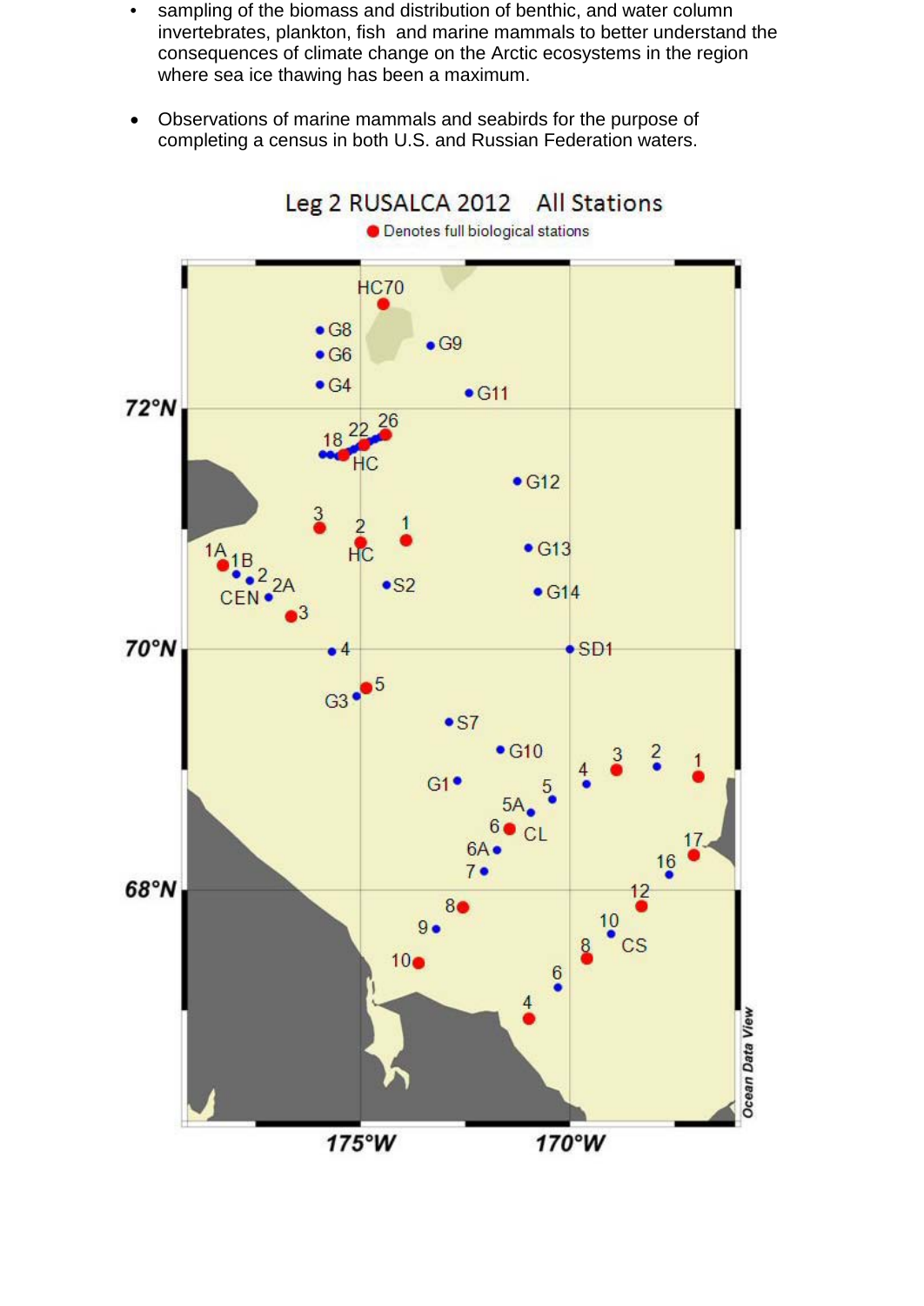- sampling of the biomass and distribution of benthic, and water column invertebrates, plankton, fish and marine mammals to better understand the consequences of climate change on the Arctic ecosystems in the region where sea ice thawing has been a maximum.

- Observations of marine mammals and seabirds for the purpose of completing a census in both U.S. and Russian Federation waters.

Leg 2 RUSALCA 2012 All Stations

● Denotes full biological stations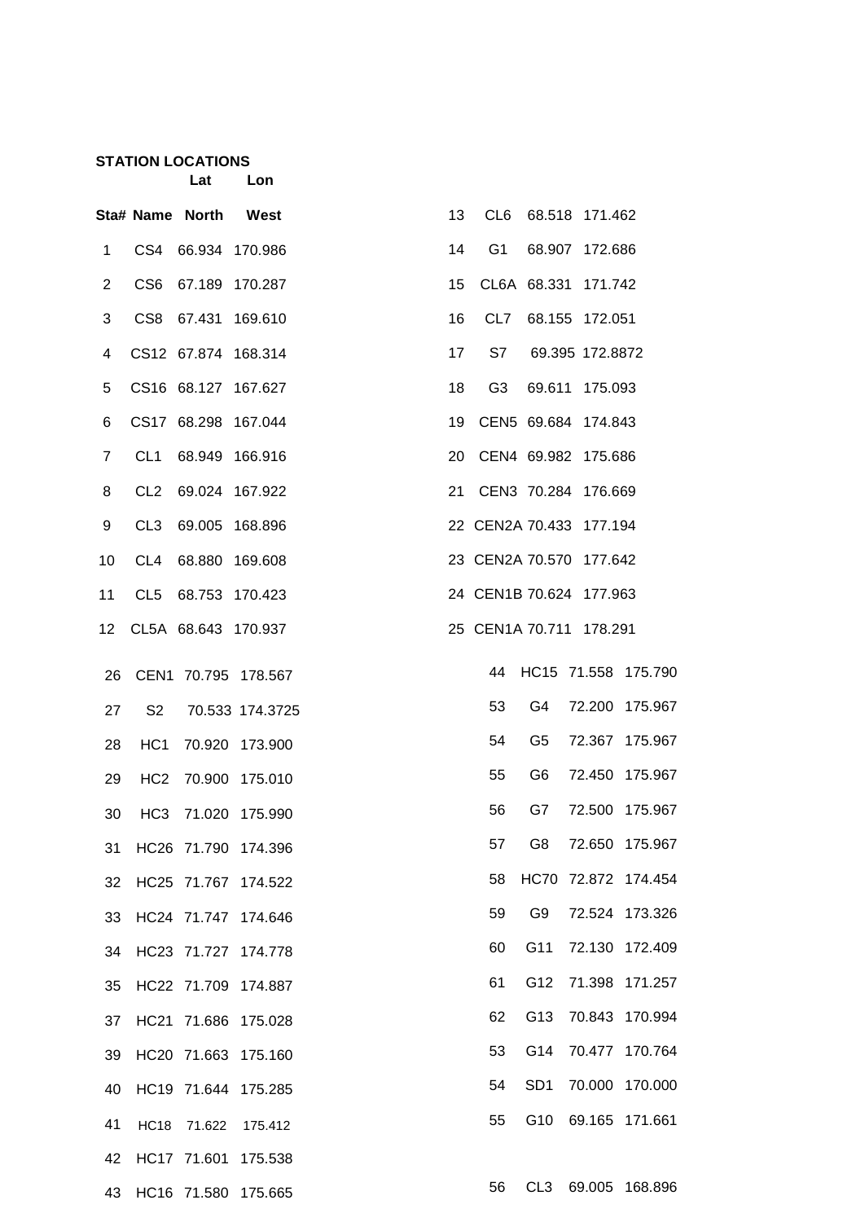## STATION LOCATIONS

| Sta# | Name | Lat North | Lon West |
|---|---|---|---|
| 1 | CS4 | 66.934 | 170.986 |
| 2 | CS6 | 67.189 | 170.287 |
| 3 | CS8 | 67.431 | 169.610 |
| 4 | CS12 | 67.874 | 168.314 |
| 5 | CS16 | 68.127 | 167.627 |
| 6 | CS17 | 68.298 | 167.044 |
| 7 | CL1 | 68.949 | 166.916 |
| 8 | CL2 | 69.024 | 167.922 |
| 9 | CL3 | 69.005 | 168.896 |
| 10 | CL4 | 68.880 | 169.608 |
| 11 | CL5 | 68.753 | 170.423 |
| 12 | CL5A | 68.643 | 170.937 |
| 13 | CL6 | 68.518 | 171.462 |
| 14 | G1 | 68.907 | 172.686 |
| 15 | CL6A | 68.331 | 171.742 |
| 16 | CL7 | 68.155 | 172.051 |
| 17 | S7 | 69.395 | 172.8872 |
| 18 | G3 | 69.611 | 175.093 |
| 19 | CEN5 | 69.684 | 174.843 |
| 20 | CEN4 | 69.982 | 175.686 |
| 21 | CEN3 | 70.284 | 176.669 |
| 22 | CEN2A | 70.433 | 177.194 |
| 23 | CEN2A | 70.570 | 177.642 |
| 24 | CEN1B | 70.624 | 177.963 |
| 25 | CEN1A | 70.711 | 178.291 |
| 26 | CEN1 | 70.795 | 178.567 |
| 27 | S2 | 70.533 | 174.3725 |
| 28 | HC1 | 70.920 | 173.900 |
| 29 | HC2 | 70.900 | 175.010 |
| 30 | HC3 | 71.020 | 175.990 |
| 31 | HC26 | 71.790 | 174.396 |
| 32 | HC25 | 71.767 | 174.522 |
| 33 | HC24 | 71.747 | 174.646 |
| 34 | HC23 | 71.727 | 174.778 |
| 35 | HC22 | 71.709 | 174.887 |
| 37 | HC21 | 71.686 | 175.028 |
| 39 | HC20 | 71.663 | 175.160 |
| 40 | HC19 | 71.644 | 175.285 |
| 41 | HC18 | 71.622 | 175.412 |
| 42 | HC17 | 71.601 | 175.538 |
| 43 | HC16 | 71.580 | 175.665 |
| 44 | HC15 | 71.558 | 175.790 |
| 53 | G4 | 72.200 | 175.967 |
| 54 | G5 | 72.367 | 175.967 |
| 55 | G6 | 72.450 | 175.967 |
| 56 | G7 | 72.500 | 175.967 |
| 57 | G8 | 72.650 | 175.967 |
| 58 | HC70 | 72.872 | 174.454 |
| 59 | G9 | 72.524 | 173.326 |
| 60 | G11 | 72.130 | 172.409 |
| 61 | G12 | 71.398 | 171.257 |
| 62 | G13 | 70.843 | 170.994 |
| 53 | G14 | 70.477 | 170.764 |
| 54 | SD1 | 70.000 | 170.000 |
| 55 | G10 | 69.165 | 171.661 |
| 56 | CL3 | 69.005 | 168.896 |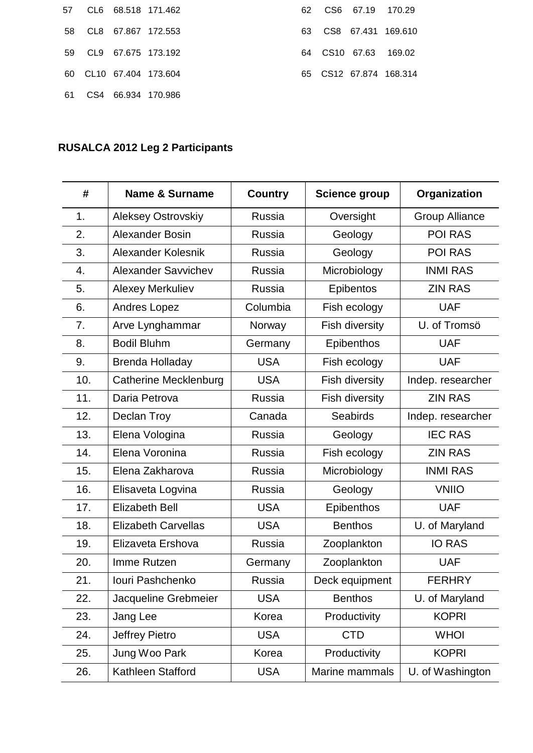| | | | | | | | |
|---|---|---|---|---|---|---|---|
| 57 | CL6 | 68.518 | 171.462 | 62 | CS6 | 67.19 | 170.29 |
| 58 | CL8 | 67.867 | 172.553 | 63 | CS8 | 67.431 | 169.610 |
| 59 | CL9 | 67.675 | 173.192 | 64 | CS10 | 67.63 | 169.02 |
| 60 | CL10 | 67.404 | 173.604 | 65 | CS12 | 67.874 | 168.314 |
| 61 | CS4 | 66.934 | 170.986 | | | | |

**RUSALCA 2012 Leg 2 Participants**

| # | Name & Surname | Country | Science group | Organization |
|---|---|---|---|---|
| 1. | Aleksey Ostrovskiy | Russia | Oversight | Group Alliance |
| 2. | Alexander Bosin | Russia | Geology | POI RAS |
| 3. | Alexander Kolesnik | Russia | Geology | POI RAS |
| 4. | Alexander Savvichev | Russia | Microbiology | INMI RAS |
| 5. | Alexey Merkuliev | Russia | Epibentos | ZIN RAS |
| 6. | Andres Lopez | Columbia | Fish ecology | UAF |
| 7. | Arve Lynghammar | Norway | Fish diversity | U. of Tromsö |
| 8. | Bodil Bluhm | Germany | Epibenthos | UAF |
| 9. | Brenda Holladay | USA | Fish ecology | UAF |
| 10. | Catherine Mecklenburg | USA | Fish diversity | Indep. researcher |
| 11. | Daria Petrova | Russia | Fish diversity | ZIN RAS |
| 12. | Declan Troy | Canada | Seabirds | Indep. researcher |
| 13. | Elena Vologina | Russia | Geology | IEC RAS |
| 14. | Elena Voronina | Russia | Fish ecology | ZIN RAS |
| 15. | Elena Zakharova | Russia | Microbiology | INMI RAS |
| 16. | Elisaveta Logvina | Russia | Geology | VNIIO |
| 17. | Elizabeth Bell | USA | Epibenthos | UAF |
| 18. | Elizabeth Carvellas | USA | Benthos | U. of Maryland |
| 19. | Elizaveta Ershova | Russia | Zooplankton | IO RAS |
| 20. | Imme Rutzen | Germany | Zooplankton | UAF |
| 21. | Iouri Pashchenko | Russia | Deck equipment | FERHRY |
| 22. | Jacqueline Grebmeier | USA | Benthos | U. of Maryland |
| 23. | Jang Lee | Korea | Productivity | KOPRI |
| 24. | Jeffrey Pietro | USA | CTD | WHOI |
| 25. | Jung Woo Park | Korea | Productivity | KOPRI |
| 26. | Kathleen Stafford | USA | Marine mammals | U. of Washington |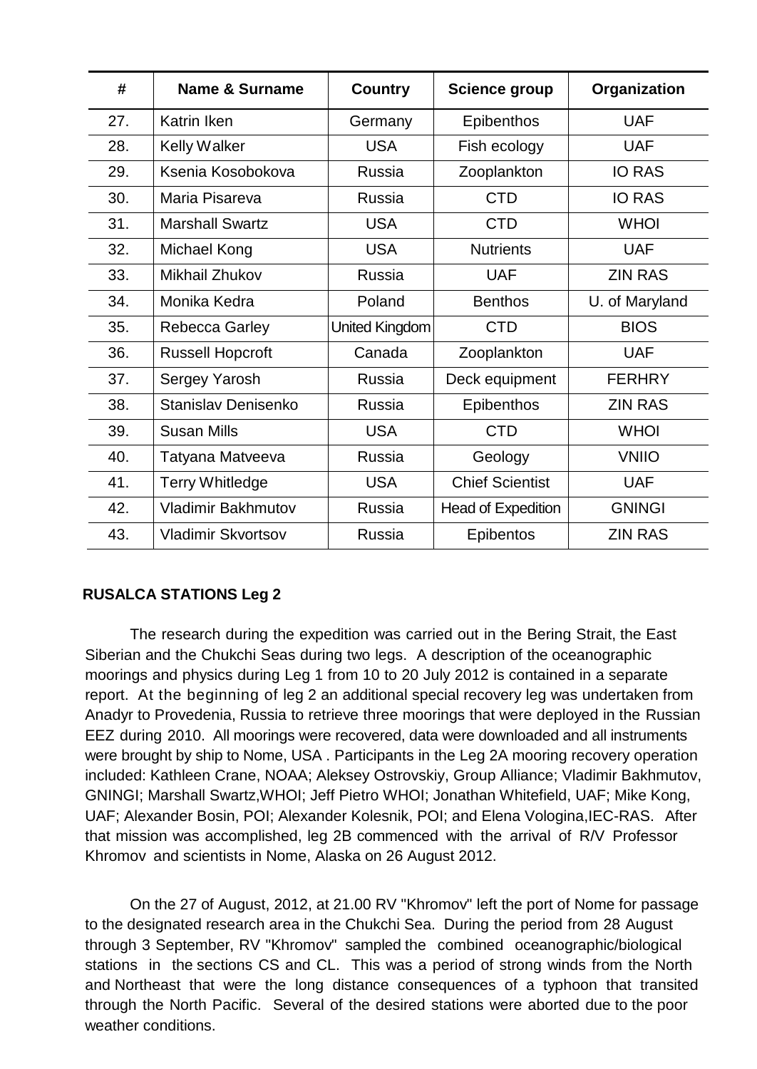| # | Name & Surname | Country | Science group | Organization |
|---|---|---|---|---|
| 27. | Katrin Iken | Germany | Epibenthos | UAF |
| 28. | Kelly Walker | USA | Fish ecology | UAF |
| 29. | Ksenia Kosobokova | Russia | Zooplankton | IO RAS |
| 30. | Maria Pisareva | Russia | CTD | IO RAS |
| 31. | Marshall Swartz | USA | CTD | WHOI |
| 32. | Michael Kong | USA | Nutrients | UAF |
| 33. | Mikhail Zhukov | Russia | UAF | ZIN RAS |
| 34. | Monika Kedra | Poland | Benthos | U. of Maryland |
| 35. | Rebecca Garley | United Kingdom | CTD | BIOS |
| 36. | Russell Hopcroft | Canada | Zooplankton | UAF |
| 37. | Sergey Yarosh | Russia | Deck equipment | FERHRY |
| 38. | Stanislav Denisenko | Russia | Epibenthos | ZIN RAS |
| 39. | Susan Mills | USA | CTD | WHOI |
| 40. | Tatyana Matveeva | Russia | Geology | VNIIO |
| 41. | Terry Whitledge | USA | Chief Scientist | UAF |
| 42. | Vladimir Bakhmutov | Russia | Head of Expedition | GNINGI |
| 43. | Vladimir Skvortsov | Russia | Epibentos | ZIN RAS |

**RUSALCA STATIONS Leg 2**

The research during the expedition was carried out in the Bering Strait, the East Siberian and the Chukchi Seas during two legs. A description of the oceanographic moorings and physics during Leg 1 from 10 to 20 July 2012 is contained in a separate report. At the beginning of leg 2 an additional special recovery leg was undertaken from Anadyr to Provedenia, Russia to retrieve three moorings that were deployed in the Russian EEZ during 2010. All moorings were recovered, data were downloaded and all instruments were brought by ship to Nome, USA . Participants in the Leg 2A mooring recovery operation included: Kathleen Crane, NOAA; Aleksey Ostrovskiy, Group Alliance; Vladimir Bakhmutov, GNINGI; Marshall Swartz,WHOI; Jeff Pietro WHOI; Jonathan Whitefield, UAF; Mike Kong, UAF; Alexander Bosin, POI; Alexander Kolesnik, POI; and Elena Vologina,IEC-RAS. After that mission was accomplished, leg 2B commenced with the arrival of R/V Professor Khromov and scientists in Nome, Alaska on 26 August 2012.

On the 27 of August, 2012, at 21.00 RV "Khromov" left the port of Nome for passage to the designated research area in the Chukchi Sea. During the period from 28 August through 3 September, RV "Khromov" sampled the combined oceanographic/biological stations in the sections CS and CL. This was a period of strong winds from the North and Northeast that were the long distance consequences of a typhoon that transited through the North Pacific. Several of the desired stations were aborted due to the poor weather conditions.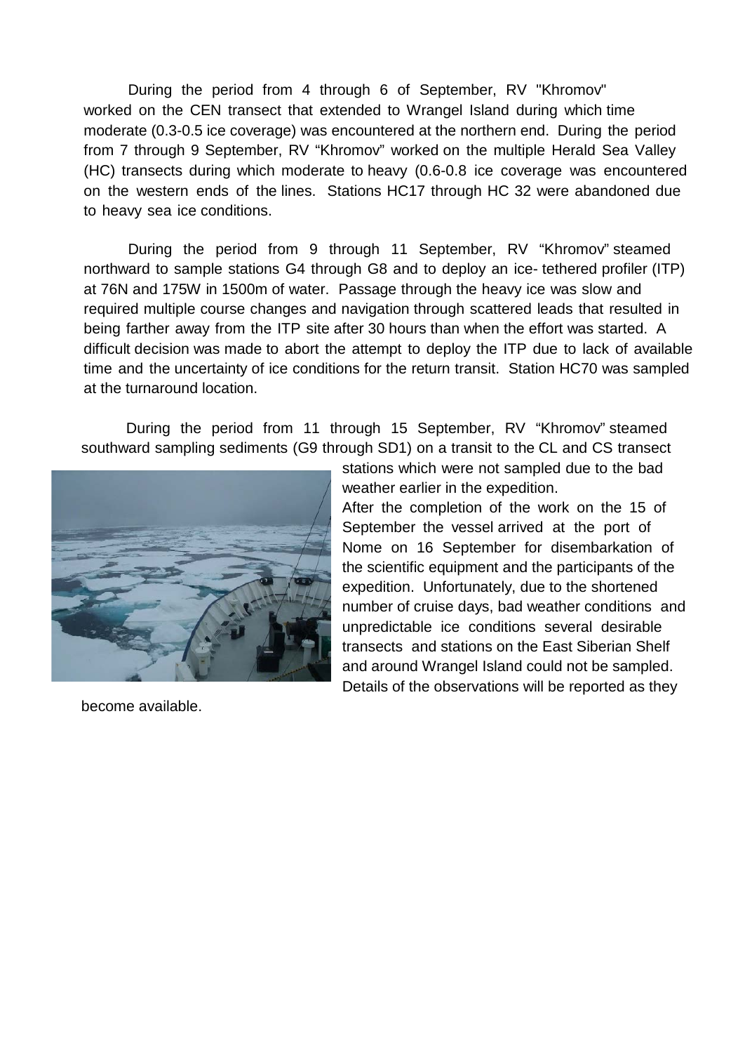During the period from 4 through 6 of September, RV "Khromov" worked on the CEN transect that extended to Wrangel Island during which time moderate (0.3-0.5 ice coverage) was encountered at the northern end. During the period from 7 through 9 September, RV "Khromov" worked on the multiple Herald Sea Valley (HC) transects during which moderate to heavy (0.6-0.8 ice coverage was encountered on the western ends of the lines. Stations HC17 through HC 32 were abandoned due to heavy sea ice conditions.

During the period from 9 through 11 September, RV "Khromov" steamed northward to sample stations G4 through G8 and to deploy an ice- tethered profiler (ITP) at 76N and 175W in 1500m of water. Passage through the heavy ice was slow and required multiple course changes and navigation through scattered leads that resulted in being farther away from the ITP site after 30 hours than when the effort was started. A difficult decision was made to abort the attempt to deploy the ITP due to lack of available time and the uncertainty of ice conditions for the return transit. Station HC70 was sampled at the turnaround location.

During the period from 11 through 15 September, RV "Khromov" steamed southward sampling sediments (G9 through SD1) on a transit to the CL and CS transect stations which were not sampled due to the bad weather earlier in the expedition.

After the completion of the work on the 15 of September the vessel arrived at the port of Nome on 16 September for disembarkation of the scientific equipment and the participants of the expedition. Unfortunately, due to the shortened number of cruise days, bad weather conditions and unpredictable ice conditions several desirable transects and stations on the East Siberian Shelf and around Wrangel Island could not be sampled. Details of the observations will be reported as they become available.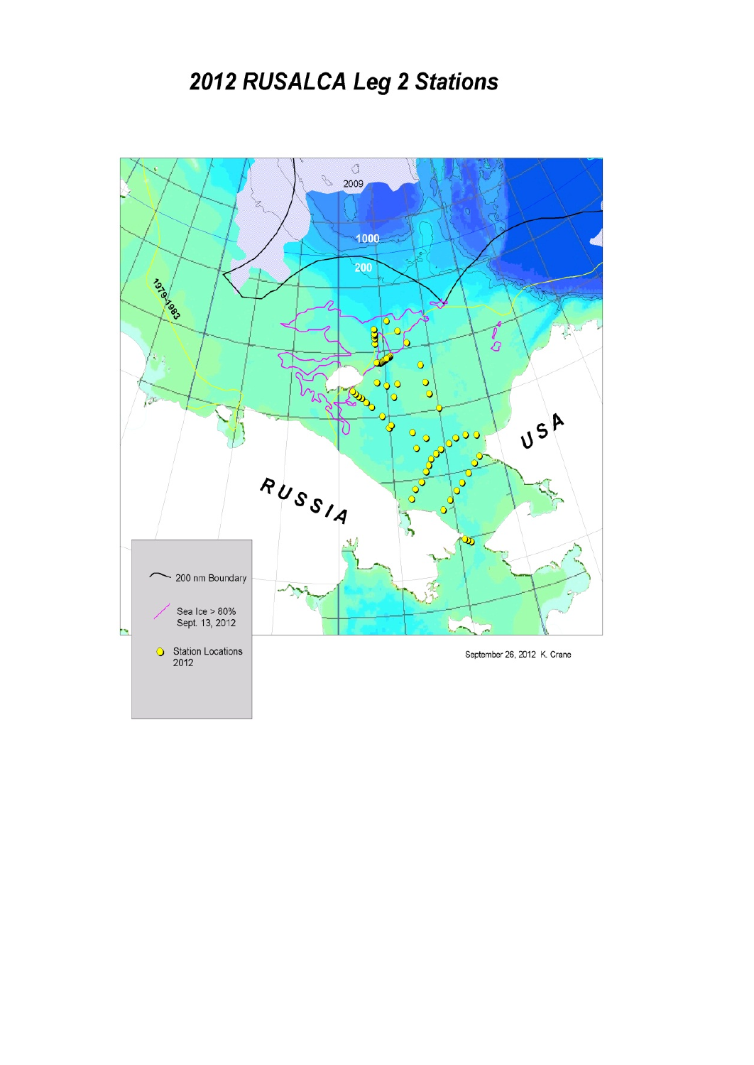# *2012 RUSALCA Leg 2 Stations*

2009

1000

200

1979-1983

RUSSIA

USA

200 nm Boundary

Sea Ice > 80%
Sept. 13, 2012

Station Locations
2012

September 26, 2012 K. Crane